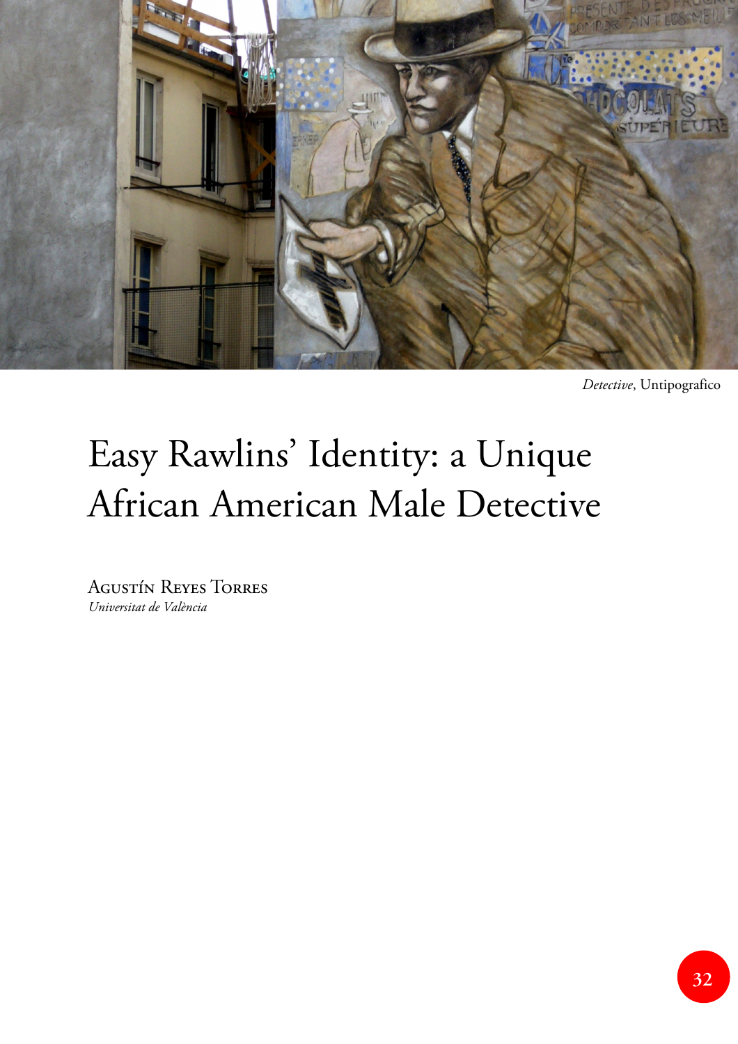*Detective*, Untipografico

# Easy Rawlins' Identity: a Unique African American Male Detective

Agustín Reyes Torres
*Universitat de València*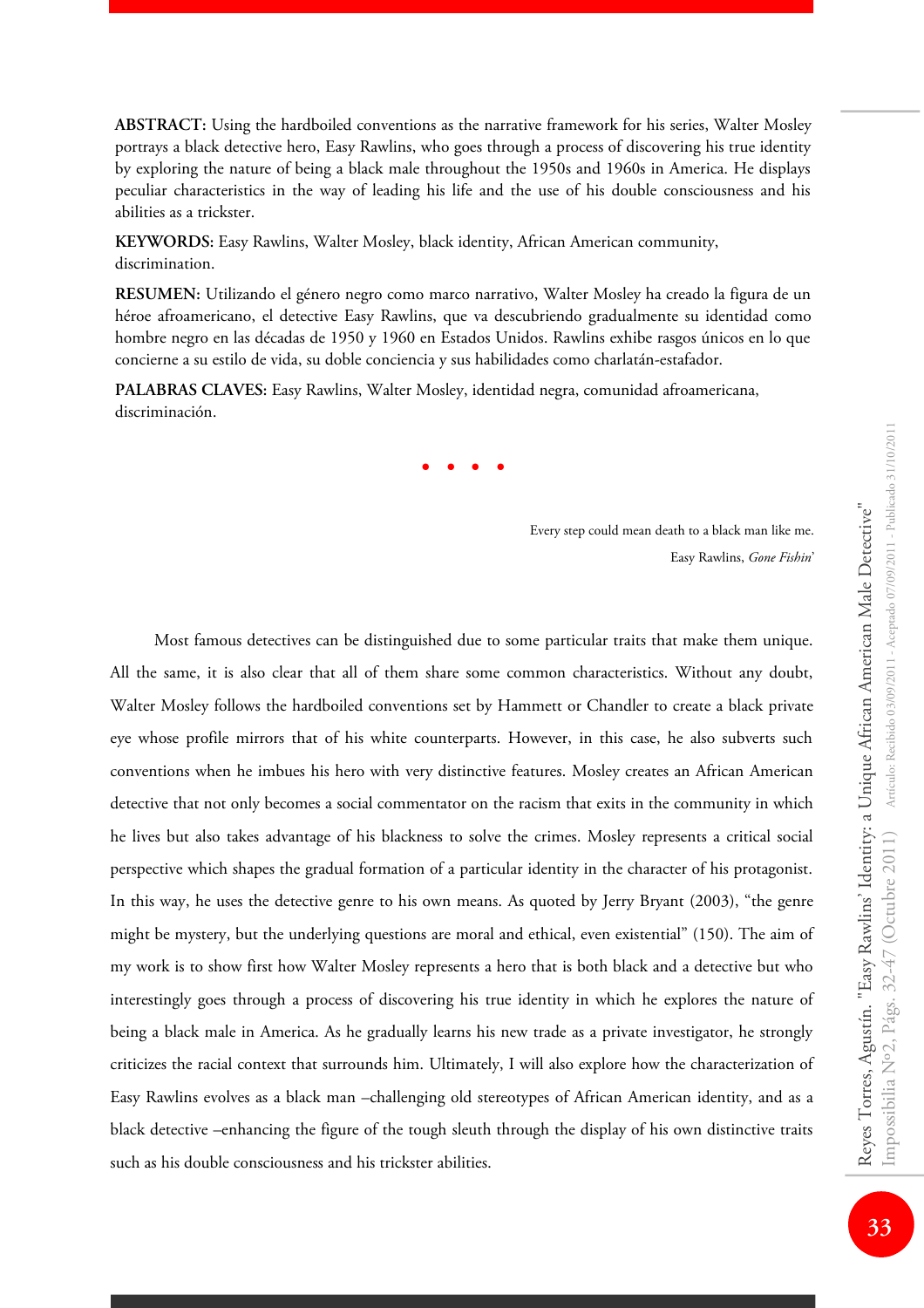**ABSTRACT:** Using the hardboiled conventions as the narrative framework for his series, Walter Mosley portrays a black detective hero, Easy Rawlins, who goes through a process of discovering his true identity by exploring the nature of being a black male throughout the 1950s and 1960s in America. He displays peculiar characteristics in the way of leading his life and the use of his double consciousness and his abilities as a trickster.

**KEYWORDS:** Easy Rawlins, Walter Mosley, black identity, African American community, discrimination.

**RESUMEN:** Utilizando el género negro como marco narrativo, Walter Mosley ha creado la figura de un héroe afroamericano, el detective Easy Rawlins, que va descubriendo gradualmente su identidad como hombre negro en las décadas de 1950 y 1960 en Estados Unidos. Rawlins exhibe rasgos únicos en lo que concierne a su estilo de vida, su doble conciencia y sus habilidades como charlatán-estafador.

**PALABRAS CLAVES:** Easy Rawlins, Walter Mosley, identidad negra, comunidad afroamericana, discriminación.

• • • •

> Every step could mean death to a black man like me.
>
> Easy Rawlins, *Gone Fishin'*

Most famous detectives can be distinguished due to some particular traits that make them unique. All the same, it is also clear that all of them share some common characteristics. Without any doubt, Walter Mosley follows the hardboiled conventions set by Hammett or Chandler to create a black private eye whose profile mirrors that of his white counterparts. However, in this case, he also subverts such conventions when he imbues his hero with very distinctive features. Mosley creates an African American detective that not only becomes a social commentator on the racism that exits in the community in which he lives but also takes advantage of his blackness to solve the crimes. Mosley represents a critical social perspective which shapes the gradual formation of a particular identity in the character of his protagonist. In this way, he uses the detective genre to his own means. As quoted by Jerry Bryant (2003), "the genre might be mystery, but the underlying questions are moral and ethical, even existential" (150). The aim of my work is to show first how Walter Mosley represents a hero that is both black and a detective but who interestingly goes through a process of discovering his true identity in which he explores the nature of being a black male in America. As he gradually learns his new trade as a private investigator, he strongly criticizes the racial context that surrounds him. Ultimately, I will also explore how the characterization of Easy Rawlins evolves as a black man –challenging old stereotypes of African American identity, and as a black detective –enhancing the figure of the tough sleuth through the display of his own distinctive traits such as his double consciousness and his trickster abilities.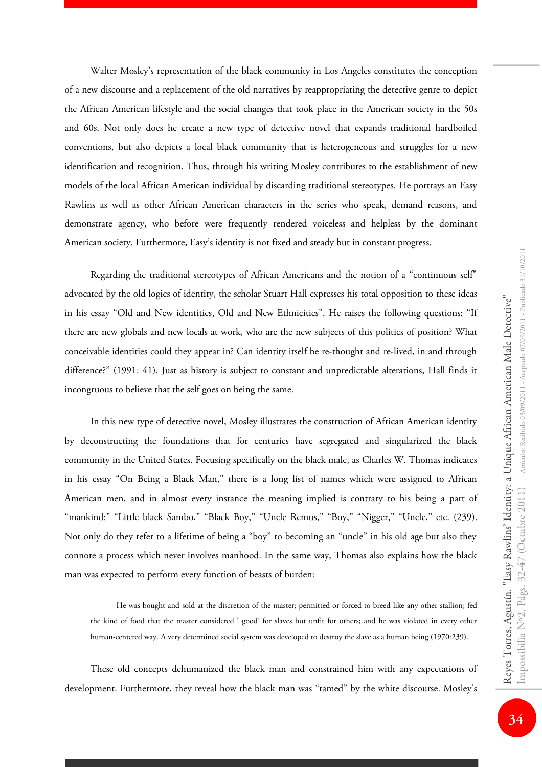Walter Mosley's representation of the black community in Los Angeles constitutes the conception of a new discourse and a replacement of the old narratives by reappropriating the detective genre to depict the African American lifestyle and the social changes that took place in the American society in the 50s and 60s. Not only does he create a new type of detective novel that expands traditional hardboiled conventions, but also depicts a local black community that is heterogeneous and struggles for a new identification and recognition. Thus, through his writing Mosley contributes to the establishment of new models of the local African American individual by discarding traditional stereotypes. He portrays an Easy Rawlins as well as other African American characters in the series who speak, demand reasons, and demonstrate agency, who before were frequently rendered voiceless and helpless by the dominant American society. Furthermore, Easy's identity is not fixed and steady but in constant progress.

Regarding the traditional stereotypes of African Americans and the notion of a "continuous self" advocated by the old logics of identity, the scholar Stuart Hall expresses his total opposition to these ideas in his essay "Old and New identities, Old and New Ethnicities". He raises the following questions: "If there are new globals and new locals at work, who are the new subjects of this politics of position? What conceivable identities could they appear in? Can identity itself be re-thought and re-lived, in and through difference?" (1991: 41). Just as history is subject to constant and unpredictable alterations, Hall finds it incongruous to believe that the self goes on being the same.

In this new type of detective novel, Mosley illustrates the construction of African American identity by deconstructing the foundations that for centuries have segregated and singularized the black community in the United States. Focusing specifically on the black male, as Charles W. Thomas indicates in his essay "On Being a Black Man," there is a long list of names which were assigned to African American men, and in almost every instance the meaning implied is contrary to his being a part of "mankind:" "Little black Sambo," "Black Boy," "Uncle Remus," "Boy," "Nigger," "Uncle," etc. (239). Not only do they refer to a lifetime of being a "boy" to becoming an "uncle" in his old age but also they connote a process which never involves manhood. In the same way, Thomas also explains how the black man was expected to perform every function of beasts of burden:

> He was bought and sold at the discretion of the master; permitted or forced to breed like any other stallion; fed the kind of food that the master considered ' good' for slaves but unfit for others; and he was violated in every other human-centered way. A very determined social system was developed to destroy the slave as a human being (1970:239).

These old concepts dehumanized the black man and constrained him with any expectations of development. Furthermore, they reveal how the black man was "tamed" by the white discourse. Mosley's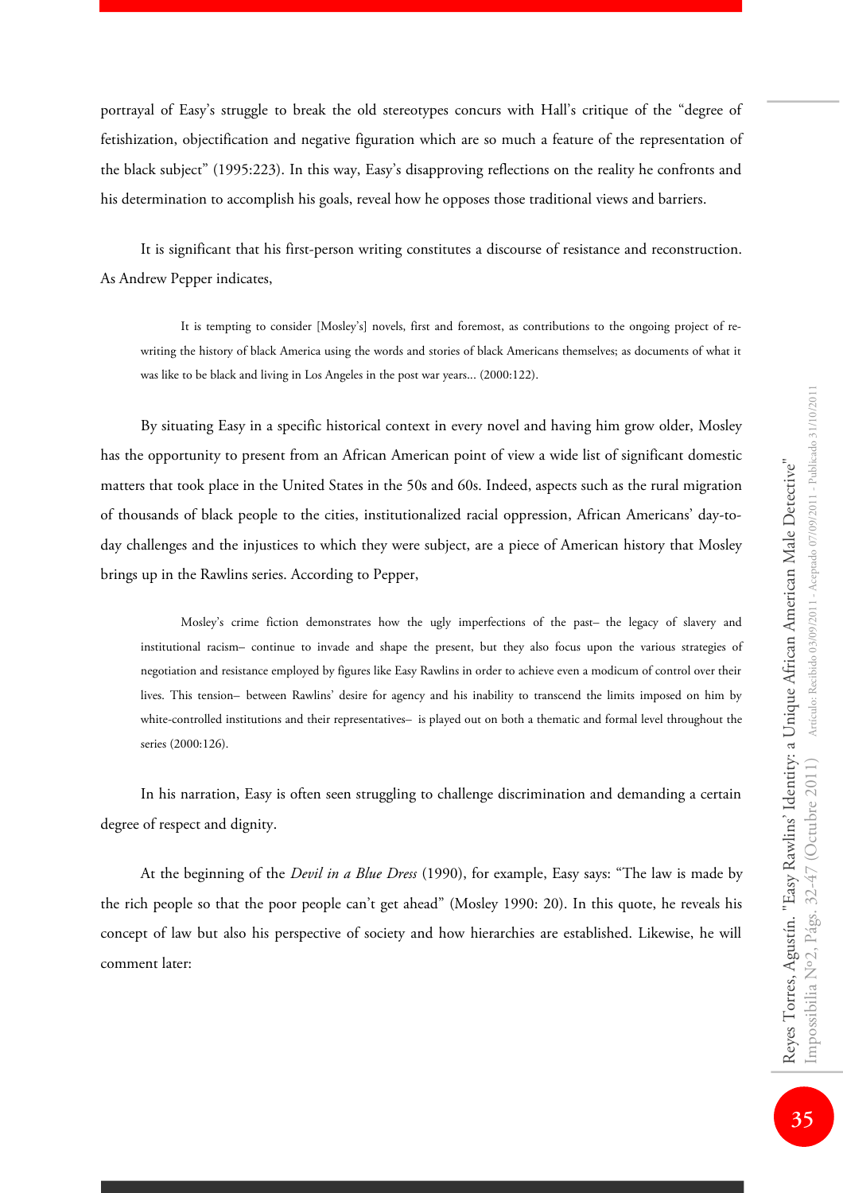portrayal of Easy's struggle to break the old stereotypes concurs with Hall's critique of the "degree of fetishization, objectification and negative figuration which are so much a feature of the representation of the black subject" (1995:223). In this way, Easy's disapproving reflections on the reality he confronts and his determination to accomplish his goals, reveal how he opposes those traditional views and barriers.

It is significant that his first-person writing constitutes a discourse of resistance and reconstruction. As Andrew Pepper indicates,

> It is tempting to consider [Mosley's] novels, first and foremost, as contributions to the ongoing project of re-writing the history of black America using the words and stories of black Americans themselves; as documents of what it was like to be black and living in Los Angeles in the post war years... (2000:122).

By situating Easy in a specific historical context in every novel and having him grow older, Mosley has the opportunity to present from an African American point of view a wide list of significant domestic matters that took place in the United States in the 50s and 60s. Indeed, aspects such as the rural migration of thousands of black people to the cities, institutionalized racial oppression, African Americans' day-to-day challenges and the injustices to which they were subject, are a piece of American history that Mosley brings up in the Rawlins series. According to Pepper,

> Mosley's crime fiction demonstrates how the ugly imperfections of the past– the legacy of slavery and institutional racism– continue to invade and shape the present, but they also focus upon the various strategies of negotiation and resistance employed by figures like Easy Rawlins in order to achieve even a modicum of control over their lives. This tension– between Rawlins' desire for agency and his inability to transcend the limits imposed on him by white-controlled institutions and their representatives– is played out on both a thematic and formal level throughout the series (2000:126).

In his narration, Easy is often seen struggling to challenge discrimination and demanding a certain degree of respect and dignity.

At the beginning of the *Devil in a Blue Dress* (1990), for example, Easy says: "The law is made by the rich people so that the poor people can't get ahead" (Mosley 1990: 20). In this quote, he reveals his concept of law but also his perspective of society and how hierarchies are established. Likewise, he will comment later: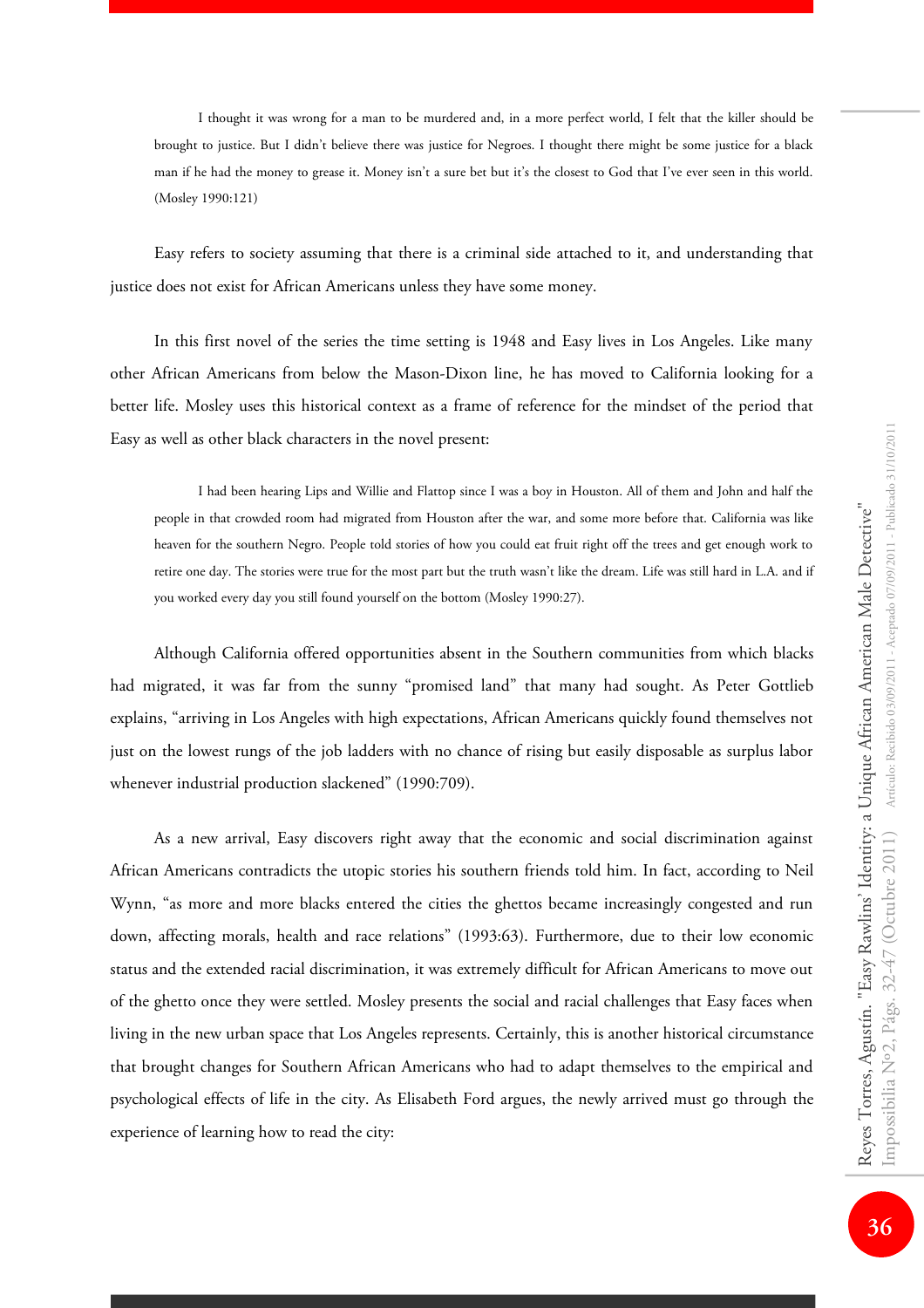> I thought it was wrong for a man to be murdered and, in a more perfect world, I felt that the killer should be brought to justice. But I didn't believe there was justice for Negroes. I thought there might be some justice for a black man if he had the money to grease it. Money isn't a sure bet but it's the closest to God that I've ever seen in this world. (Mosley 1990:121)

Easy refers to society assuming that there is a criminal side attached to it, and understanding that justice does not exist for African Americans unless they have some money.

In this first novel of the series the time setting is 1948 and Easy lives in Los Angeles. Like many other African Americans from below the Mason-Dixon line, he has moved to California looking for a better life. Mosley uses this historical context as a frame of reference for the mindset of the period that Easy as well as other black characters in the novel present:

> I had been hearing Lips and Willie and Flattop since I was a boy in Houston. All of them and John and half the people in that crowded room had migrated from Houston after the war, and some more before that. California was like heaven for the southern Negro. People told stories of how you could eat fruit right off the trees and get enough work to retire one day. The stories were true for the most part but the truth wasn't like the dream. Life was still hard in L.A. and if you worked every day you still found yourself on the bottom (Mosley 1990:27).

Although California offered opportunities absent in the Southern communities from which blacks had migrated, it was far from the sunny "promised land" that many had sought. As Peter Gottlieb explains, "arriving in Los Angeles with high expectations, African Americans quickly found themselves not just on the lowest rungs of the job ladders with no chance of rising but easily disposable as surplus labor whenever industrial production slackened" (1990:709).

As a new arrival, Easy discovers right away that the economic and social discrimination against African Americans contradicts the utopic stories his southern friends told him. In fact, according to Neil Wynn, "as more and more blacks entered the cities the ghettos became increasingly congested and run down, affecting morals, health and race relations" (1993:63). Furthermore, due to their low economic status and the extended racial discrimination, it was extremely difficult for African Americans to move out of the ghetto once they were settled. Mosley presents the social and racial challenges that Easy faces when living in the new urban space that Los Angeles represents. Certainly, this is another historical circumstance that brought changes for Southern African Americans who had to adapt themselves to the empirical and psychological effects of life in the city. As Elisabeth Ford argues, the newly arrived must go through the experience of learning how to read the city: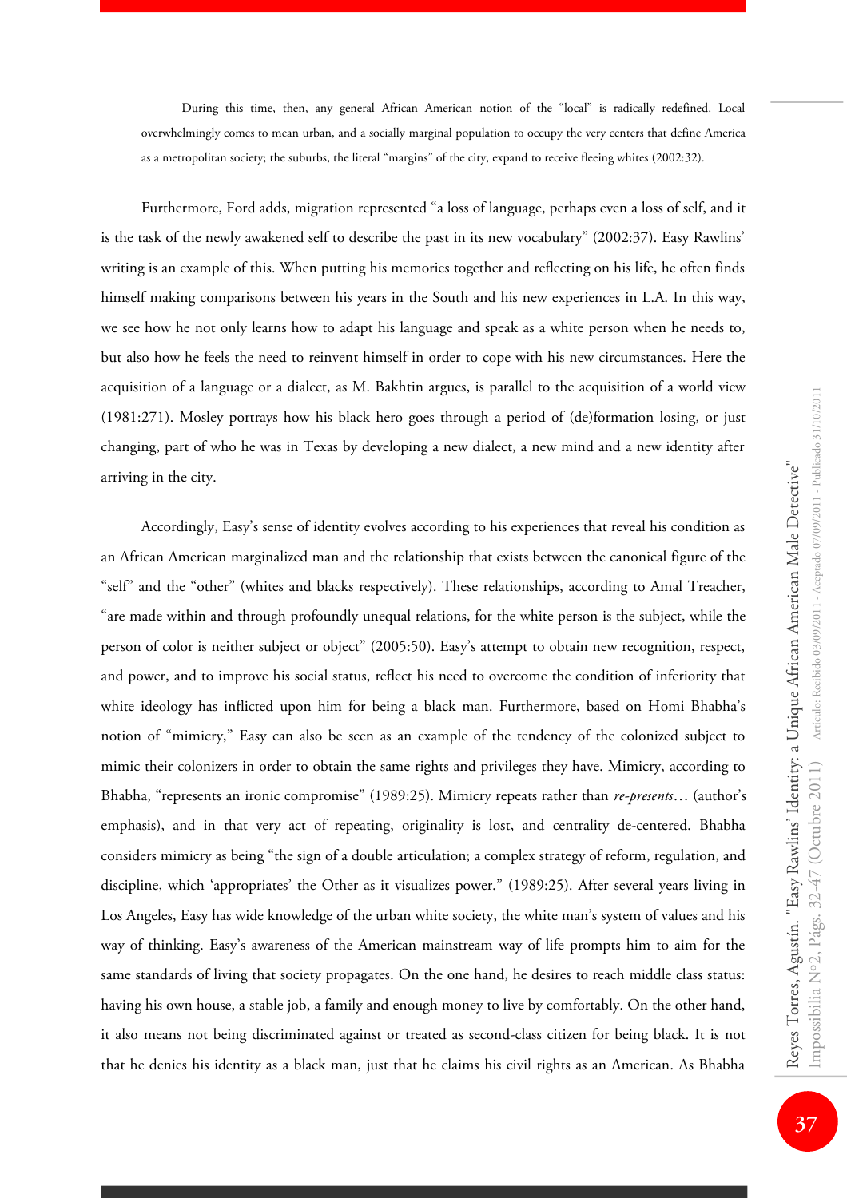> During this time, then, any general African American notion of the "local" is radically redefined. Local overwhelmingly comes to mean urban, and a socially marginal population to occupy the very centers that define America as a metropolitan society; the suburbs, the literal "margins" of the city, expand to receive fleeing whites (2002:32).

Furthermore, Ford adds, migration represented "a loss of language, perhaps even a loss of self, and it is the task of the newly awakened self to describe the past in its new vocabulary" (2002:37). Easy Rawlins' writing is an example of this. When putting his memories together and reflecting on his life, he often finds himself making comparisons between his years in the South and his new experiences in L.A. In this way, we see how he not only learns how to adapt his language and speak as a white person when he needs to, but also how he feels the need to reinvent himself in order to cope with his new circumstances. Here the acquisition of a language or a dialect, as M. Bakhtin argues, is parallel to the acquisition of a world view (1981:271). Mosley portrays how his black hero goes through a period of (de)formation losing, or just changing, part of who he was in Texas by developing a new dialect, a new mind and a new identity after arriving in the city.

Accordingly, Easy's sense of identity evolves according to his experiences that reveal his condition as an African American marginalized man and the relationship that exists between the canonical figure of the "self" and the "other" (whites and blacks respectively). These relationships, according to Amal Treacher, "are made within and through profoundly unequal relations, for the white person is the subject, while the person of color is neither subject or object" (2005:50). Easy's attempt to obtain new recognition, respect, and power, and to improve his social status, reflect his need to overcome the condition of inferiority that white ideology has inflicted upon him for being a black man. Furthermore, based on Homi Bhabha's notion of "mimicry," Easy can also be seen as an example of the tendency of the colonized subject to mimic their colonizers in order to obtain the same rights and privileges they have. Mimicry, according to Bhabha, "represents an ironic compromise" (1989:25). Mimicry repeats rather than *re-presents*… (author's emphasis), and in that very act of repeating, originality is lost, and centrality de-centered. Bhabha considers mimicry as being "the sign of a double articulation; a complex strategy of reform, regulation, and discipline, which 'appropriates' the Other as it visualizes power." (1989:25). After several years living in Los Angeles, Easy has wide knowledge of the urban white society, the white man's system of values and his way of thinking. Easy's awareness of the American mainstream way of life prompts him to aim for the same standards of living that society propagates. On the one hand, he desires to reach middle class status: having his own house, a stable job, a family and enough money to live by comfortably. On the other hand, it also means not being discriminated against or treated as second-class citizen for being black. It is not that he denies his identity as a black man, just that he claims his civil rights as an American. As Bhabha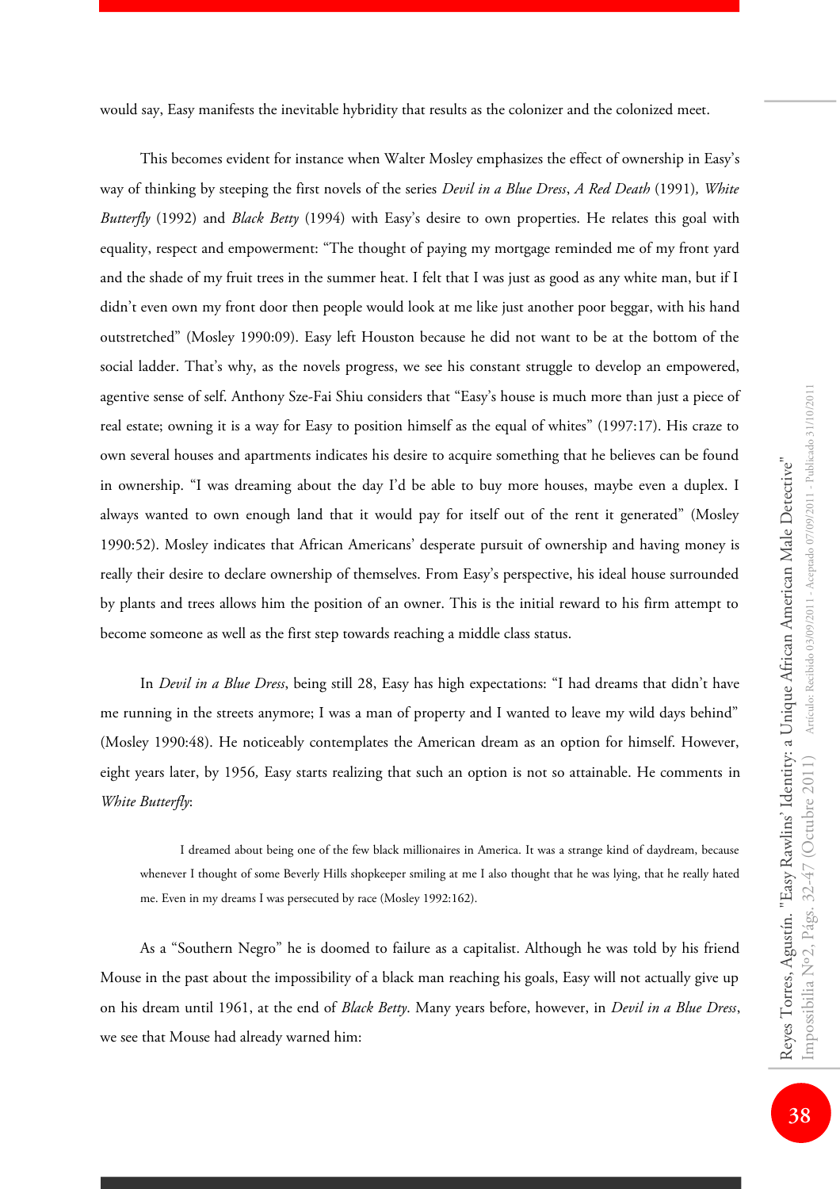would say, Easy manifests the inevitable hybridity that results as the colonizer and the colonized meet.

This becomes evident for instance when Walter Mosley emphasizes the effect of ownership in Easy's way of thinking by steeping the first novels of the series *Devil in a Blue Dress*, *A Red Death* (1991), *White Butterfly* (1992) and *Black Betty* (1994) with Easy's desire to own properties. He relates this goal with equality, respect and empowerment: "The thought of paying my mortgage reminded me of my front yard and the shade of my fruit trees in the summer heat. I felt that I was just as good as any white man, but if I didn't even own my front door then people would look at me like just another poor beggar, with his hand outstretched" (Mosley 1990:09). Easy left Houston because he did not want to be at the bottom of the social ladder. That's why, as the novels progress, we see his constant struggle to develop an empowered, agentive sense of self. Anthony Sze-Fai Shiu considers that "Easy's house is much more than just a piece of real estate; owning it is a way for Easy to position himself as the equal of whites" (1997:17). His craze to own several houses and apartments indicates his desire to acquire something that he believes can be found in ownership. "I was dreaming about the day I'd be able to buy more houses, maybe even a duplex. I always wanted to own enough land that it would pay for itself out of the rent it generated" (Mosley 1990:52). Mosley indicates that African Americans' desperate pursuit of ownership and having money is really their desire to declare ownership of themselves. From Easy's perspective, his ideal house surrounded by plants and trees allows him the position of an owner. This is the initial reward to his firm attempt to become someone as well as the first step towards reaching a middle class status.

In *Devil in a Blue Dress*, being still 28, Easy has high expectations: "I had dreams that didn't have me running in the streets anymore; I was a man of property and I wanted to leave my wild days behind" (Mosley 1990:48). He noticeably contemplates the American dream as an option for himself. However, eight years later, by 1956, Easy starts realizing that such an option is not so attainable. He comments in *White Butterfly*:

> I dreamed about being one of the few black millionaires in America. It was a strange kind of daydream, because whenever I thought of some Beverly Hills shopkeeper smiling at me I also thought that he was lying, that he really hated me. Even in my dreams I was persecuted by race (Mosley 1992:162).

As a "Southern Negro" he is doomed to failure as a capitalist. Although he was told by his friend Mouse in the past about the impossibility of a black man reaching his goals, Easy will not actually give up on his dream until 1961, at the end of *Black Betty*. Many years before, however, in *Devil in a Blue Dress*, we see that Mouse had already warned him: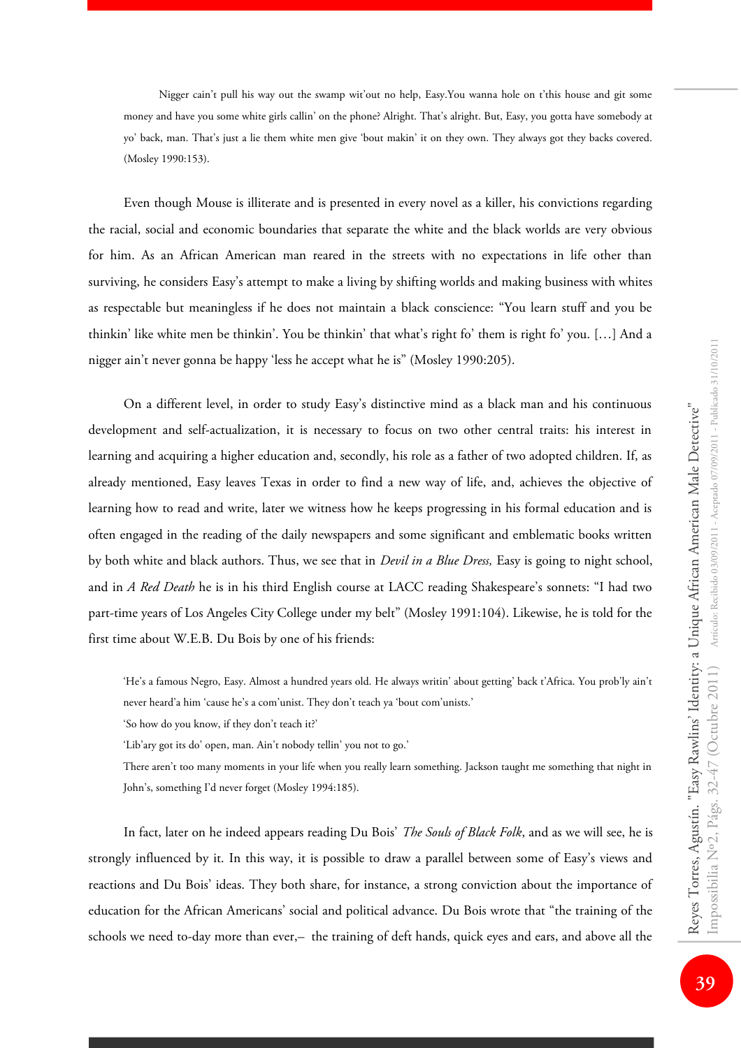> Nigger cain't pull his way out the swamp wit'out no help, Easy.You wanna hole on t'this house and git some money and have you some white girls callin' on the phone? Alright. That's alright. But, Easy, you gotta have somebody at yo' back, man. That's just a lie them white men give 'bout makin' it on they own. They always got they backs covered. (Mosley 1990:153).

Even though Mouse is illiterate and is presented in every novel as a killer, his convictions regarding the racial, social and economic boundaries that separate the white and the black worlds are very obvious for him. As an African American man reared in the streets with no expectations in life other than surviving, he considers Easy's attempt to make a living by shifting worlds and making business with whites as respectable but meaningless if he does not maintain a black conscience: "You learn stuff and you be thinkin' like white men be thinkin'. You be thinkin' that what's right fo' them is right fo' you. […] And a nigger ain't never gonna be happy 'less he accept what he is" (Mosley 1990:205).

On a different level, in order to study Easy's distinctive mind as a black man and his continuous development and self-actualization, it is necessary to focus on two other central traits: his interest in learning and acquiring a higher education and, secondly, his role as a father of two adopted children. If, as already mentioned, Easy leaves Texas in order to find a new way of life, and, achieves the objective of learning how to read and write, later we witness how he keeps progressing in his formal education and is often engaged in the reading of the daily newspapers and some significant and emblematic books written by both white and black authors. Thus, we see that in *Devil in a Blue Dress,* Easy is going to night school, and in *A Red Death* he is in his third English course at LACC reading Shakespeare's sonnets: "I had two part-time years of Los Angeles City College under my belt" (Mosley 1991:104). Likewise, he is told for the first time about W.E.B. Du Bois by one of his friends:

> 'He's a famous Negro, Easy. Almost a hundred years old. He always writin' about getting' back t'Africa. You prob'ly ain't never heard'a him 'cause he's a com'unist. They don't teach ya 'bout com'unists.'
>
> 'So how do you know, if they don't teach it?'
>
> 'Lib'ary got its do' open, man. Ain't nobody tellin' you not to go.'
>
> There aren't too many moments in your life when you really learn something. Jackson taught me something that night in John's, something I'd never forget (Mosley 1994:185).

In fact, later on he indeed appears reading Du Bois' *The Souls of Black Folk*, and as we will see, he is strongly influenced by it. In this way, it is possible to draw a parallel between some of Easy's views and reactions and Du Bois' ideas. They both share, for instance, a strong conviction about the importance of education for the African Americans' social and political advance. Du Bois wrote that "the training of the schools we need to-day more than ever,– the training of deft hands, quick eyes and ears, and above all the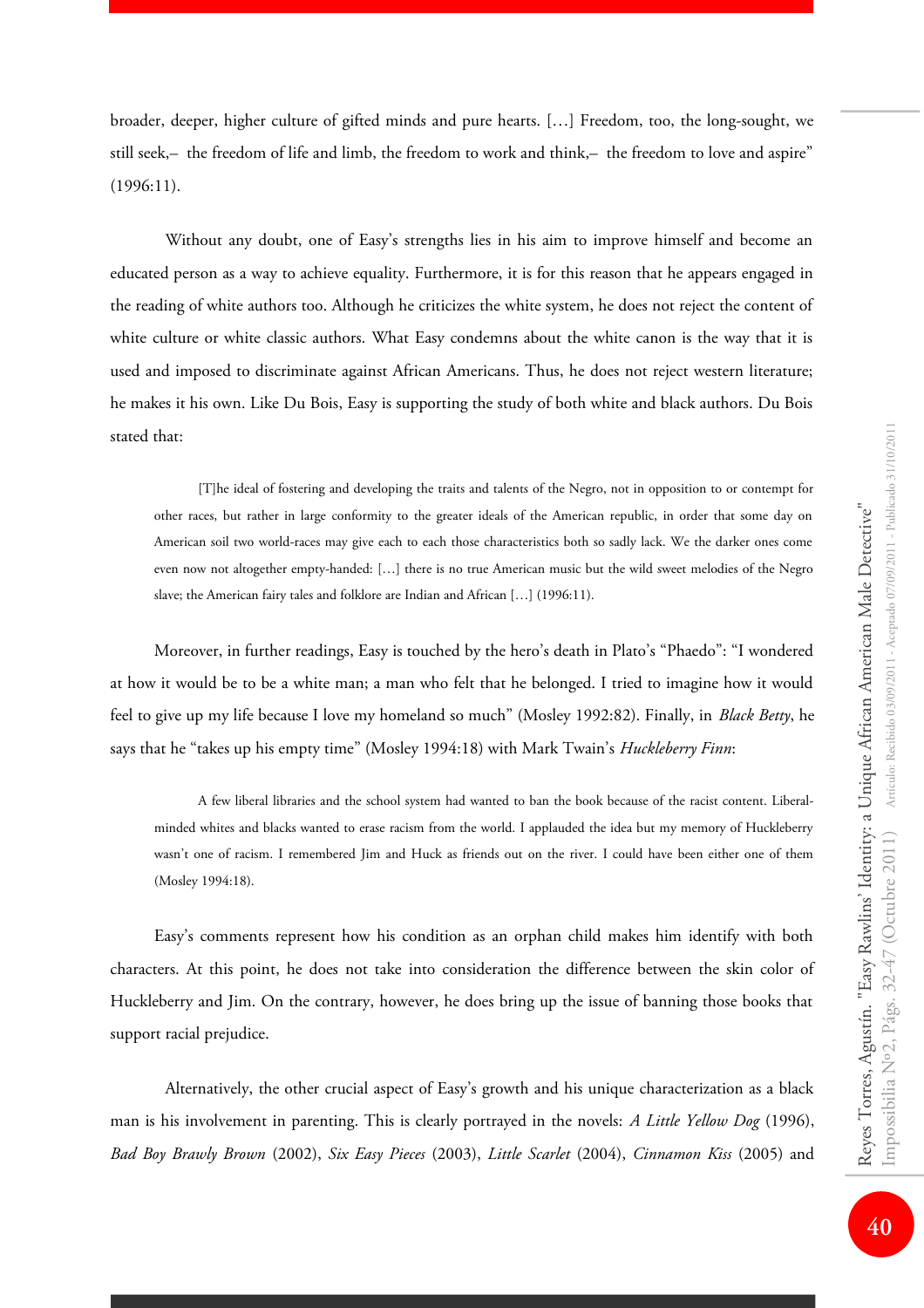broader, deeper, higher culture of gifted minds and pure hearts. […] Freedom, too, the long-sought, we still seek,– the freedom of life and limb, the freedom to work and think,– the freedom to love and aspire" (1996:11).

Without any doubt, one of Easy's strengths lies in his aim to improve himself and become an educated person as a way to achieve equality. Furthermore, it is for this reason that he appears engaged in the reading of white authors too. Although he criticizes the white system, he does not reject the content of white culture or white classic authors. What Easy condemns about the white canon is the way that it is used and imposed to discriminate against African Americans. Thus, he does not reject western literature; he makes it his own. Like Du Bois, Easy is supporting the study of both white and black authors. Du Bois stated that:

> [T]he ideal of fostering and developing the traits and talents of the Negro, not in opposition to or contempt for other races, but rather in large conformity to the greater ideals of the American republic, in order that some day on American soil two world-races may give each to each those characteristics both so sadly lack. We the darker ones come even now not altogether empty-handed: […] there is no true American music but the wild sweet melodies of the Negro slave; the American fairy tales and folklore are Indian and African […] (1996:11).

Moreover, in further readings, Easy is touched by the hero's death in Plato's "Phaedo": "I wondered at how it would be to be a white man; a man who felt that he belonged. I tried to imagine how it would feel to give up my life because I love my homeland so much" (Mosley 1992:82). Finally, in *Black Betty*, he says that he "takes up his empty time" (Mosley 1994:18) with Mark Twain's *Huckleberry Finn*:

> A few liberal libraries and the school system had wanted to ban the book because of the racist content. Liberal-minded whites and blacks wanted to erase racism from the world. I applauded the idea but my memory of Huckleberry wasn't one of racism. I remembered Jim and Huck as friends out on the river. I could have been either one of them (Mosley 1994:18).

Easy's comments represent how his condition as an orphan child makes him identify with both characters. At this point, he does not take into consideration the difference between the skin color of Huckleberry and Jim. On the contrary, however, he does bring up the issue of banning those books that support racial prejudice.

Alternatively, the other crucial aspect of Easy's growth and his unique characterization as a black man is his involvement in parenting. This is clearly portrayed in the novels: *A Little Yellow Dog* (1996), *Bad Boy Brawly Brown* (2002), *Six Easy Pieces* (2003), *Little Scarlet* (2004), *Cinnamon Kiss* (2005) and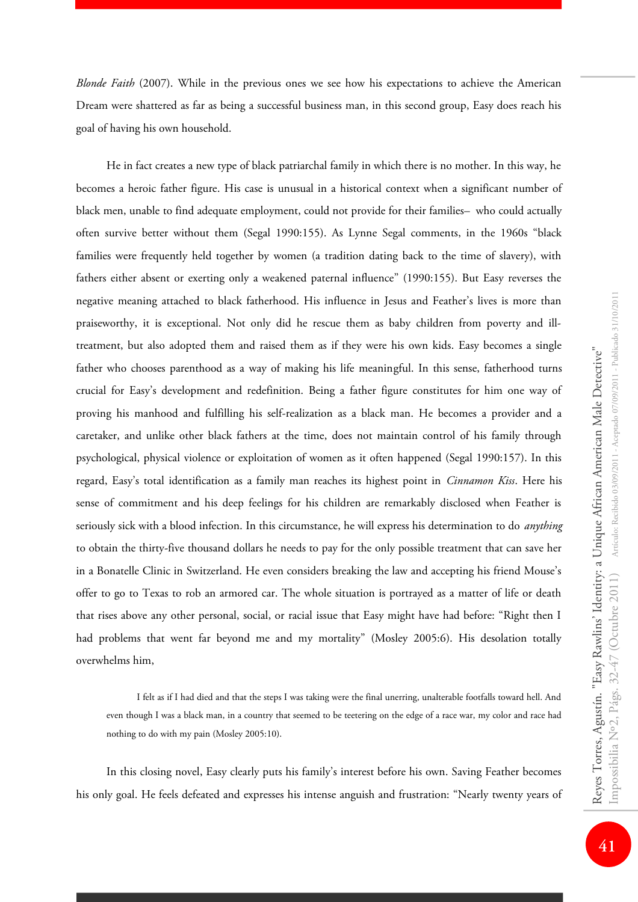*Blonde Faith* (2007). While in the previous ones we see how his expectations to achieve the American Dream were shattered as far as being a successful business man, in this second group, Easy does reach his goal of having his own household.

He in fact creates a new type of black patriarchal family in which there is no mother. In this way, he becomes a heroic father figure. His case is unusual in a historical context when a significant number of black men, unable to find adequate employment, could not provide for their families– who could actually often survive better without them (Segal 1990:155). As Lynne Segal comments, in the 1960s "black families were frequently held together by women (a tradition dating back to the time of slavery), with fathers either absent or exerting only a weakened paternal influence" (1990:155). But Easy reverses the negative meaning attached to black fatherhood. His influence in Jesus and Feather's lives is more than praiseworthy, it is exceptional. Not only did he rescue them as baby children from poverty and ill-treatment, but also adopted them and raised them as if they were his own kids. Easy becomes a single father who chooses parenthood as a way of making his life meaningful. In this sense, fatherhood turns crucial for Easy's development and redefinition. Being a father figure constitutes for him one way of proving his manhood and fulfilling his self-realization as a black man. He becomes a provider and a caretaker, and unlike other black fathers at the time, does not maintain control of his family through psychological, physical violence or exploitation of women as it often happened (Segal 1990:157). In this regard, Easy's total identification as a family man reaches its highest point in *Cinnamon Kiss*. Here his sense of commitment and his deep feelings for his children are remarkably disclosed when Feather is seriously sick with a blood infection. In this circumstance, he will express his determination to do *anything* to obtain the thirty-five thousand dollars he needs to pay for the only possible treatment that can save her in a Bonatelle Clinic in Switzerland. He even considers breaking the law and accepting his friend Mouse's offer to go to Texas to rob an armored car. The whole situation is portrayed as a matter of life or death that rises above any other personal, social, or racial issue that Easy might have had before: "Right then I had problems that went far beyond me and my mortality" (Mosley 2005:6). His desolation totally overwhelms him,

> I felt as if I had died and that the steps I was taking were the final unerring, unalterable footfalls toward hell. And even though I was a black man, in a country that seemed to be teetering on the edge of a race war, my color and race had nothing to do with my pain (Mosley 2005:10).

In this closing novel, Easy clearly puts his family's interest before his own. Saving Feather becomes his only goal. He feels defeated and expresses his intense anguish and frustration: "Nearly twenty years of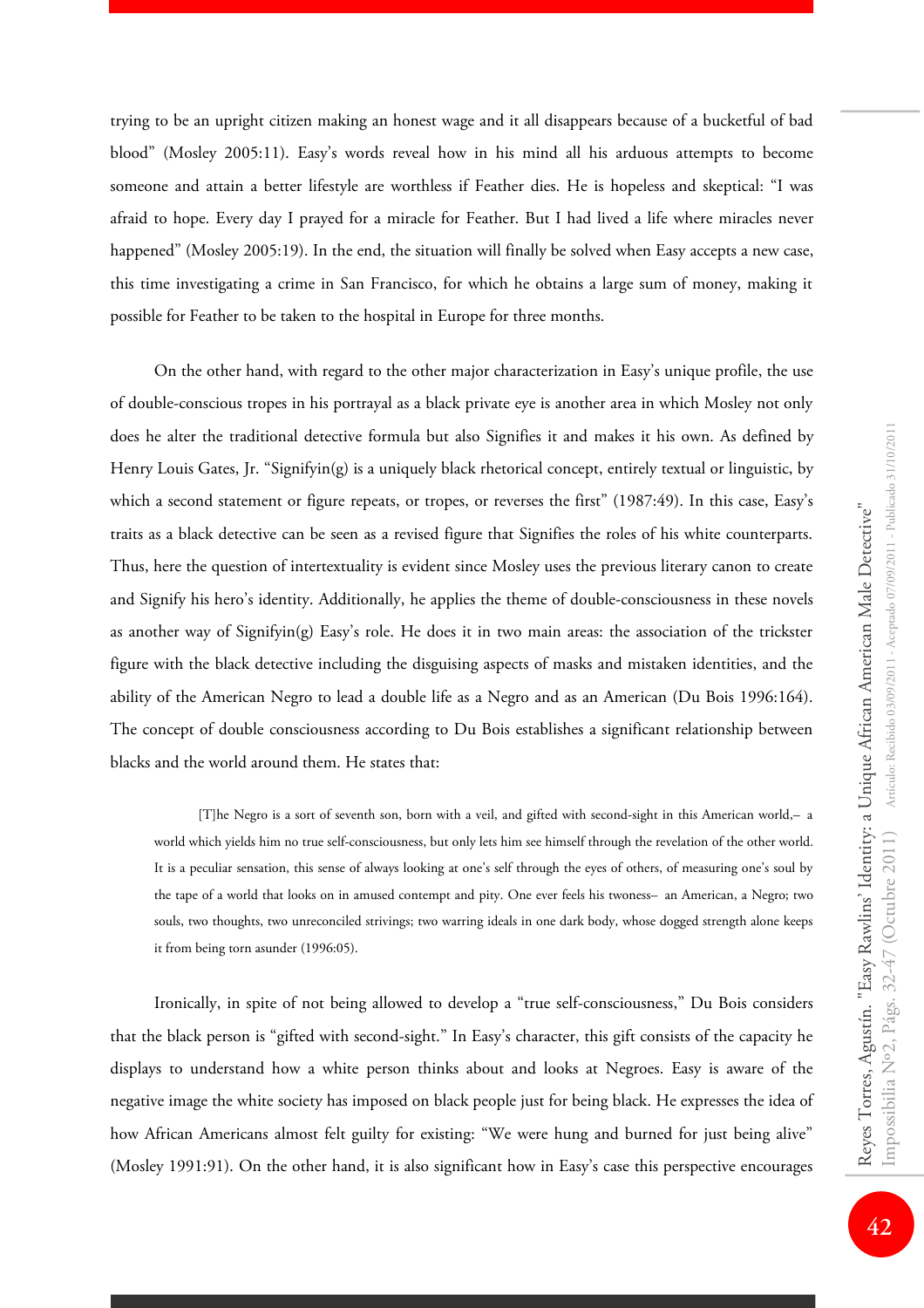trying to be an upright citizen making an honest wage and it all disappears because of a bucketful of bad blood" (Mosley 2005:11). Easy's words reveal how in his mind all his arduous attempts to become someone and attain a better lifestyle are worthless if Feather dies. He is hopeless and skeptical: "I was afraid to hope. Every day I prayed for a miracle for Feather. But I had lived a life where miracles never happened" (Mosley 2005:19). In the end, the situation will finally be solved when Easy accepts a new case, this time investigating a crime in San Francisco, for which he obtains a large sum of money, making it possible for Feather to be taken to the hospital in Europe for three months.

On the other hand, with regard to the other major characterization in Easy's unique profile, the use of double-conscious tropes in his portrayal as a black private eye is another area in which Mosley not only does he alter the traditional detective formula but also Signifies it and makes it his own. As defined by Henry Louis Gates, Jr. "Signifyin(g) is a uniquely black rhetorical concept, entirely textual or linguistic, by which a second statement or figure repeats, or tropes, or reverses the first" (1987:49). In this case, Easy's traits as a black detective can be seen as a revised figure that Signifies the roles of his white counterparts. Thus, here the question of intertextuality is evident since Mosley uses the previous literary canon to create and Signify his hero's identity. Additionally, he applies the theme of double-consciousness in these novels as another way of Signifyin(g) Easy's role. He does it in two main areas: the association of the trickster figure with the black detective including the disguising aspects of masks and mistaken identities, and the ability of the American Negro to lead a double life as a Negro and as an American (Du Bois 1996:164). The concept of double consciousness according to Du Bois establishes a significant relationship between blacks and the world around them. He states that:

> [T]he Negro is a sort of seventh son, born with a veil, and gifted with second-sight in this American world,– a world which yields him no true self-consciousness, but only lets him see himself through the revelation of the other world. It is a peculiar sensation, this sense of always looking at one's self through the eyes of others, of measuring one's soul by the tape of a world that looks on in amused contempt and pity. One ever feels his twoness– an American, a Negro; two souls, two thoughts, two unreconciled strivings; two warring ideals in one dark body, whose dogged strength alone keeps it from being torn asunder (1996:05).

Ironically, in spite of not being allowed to develop a "true self-consciousness," Du Bois considers that the black person is "gifted with second-sight." In Easy's character, this gift consists of the capacity he displays to understand how a white person thinks about and looks at Negroes. Easy is aware of the negative image the white society has imposed on black people just for being black. He expresses the idea of how African Americans almost felt guilty for existing: "We were hung and burned for just being alive" (Mosley 1991:91). On the other hand, it is also significant how in Easy's case this perspective encourages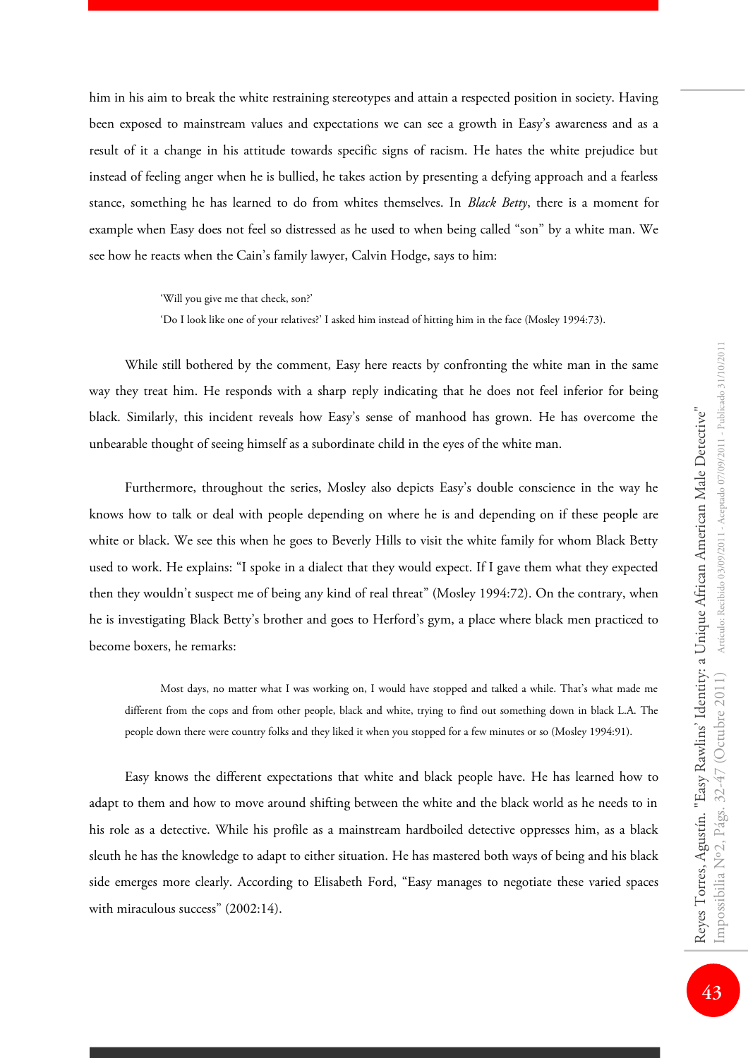him in his aim to break the white restraining stereotypes and attain a respected position in society. Having been exposed to mainstream values and expectations we can see a growth in Easy's awareness and as a result of it a change in his attitude towards specific signs of racism. He hates the white prejudice but instead of feeling anger when he is bullied, he takes action by presenting a defying approach and a fearless stance, something he has learned to do from whites themselves. In *Black Betty*, there is a moment for example when Easy does not feel so distressed as he used to when being called "son" by a white man. We see how he reacts when the Cain's family lawyer, Calvin Hodge, says to him:

> 'Will you give me that check, son?'
>
> 'Do I look like one of your relatives?' I asked him instead of hitting him in the face (Mosley 1994:73).

While still bothered by the comment, Easy here reacts by confronting the white man in the same way they treat him. He responds with a sharp reply indicating that he does not feel inferior for being black. Similarly, this incident reveals how Easy's sense of manhood has grown. He has overcome the unbearable thought of seeing himself as a subordinate child in the eyes of the white man.

Furthermore, throughout the series, Mosley also depicts Easy's double conscience in the way he knows how to talk or deal with people depending on where he is and depending on if these people are white or black. We see this when he goes to Beverly Hills to visit the white family for whom Black Betty used to work. He explains: "I spoke in a dialect that they would expect. If I gave them what they expected then they wouldn't suspect me of being any kind of real threat" (Mosley 1994:72). On the contrary, when he is investigating Black Betty's brother and goes to Herford's gym, a place where black men practiced to become boxers, he remarks:

> Most days, no matter what I was working on, I would have stopped and talked a while. That's what made me different from the cops and from other people, black and white, trying to find out something down in black L.A. The people down there were country folks and they liked it when you stopped for a few minutes or so (Mosley 1994:91).

Easy knows the different expectations that white and black people have. He has learned how to adapt to them and how to move around shifting between the white and the black world as he needs to in his role as a detective. While his profile as a mainstream hardboiled detective oppresses him, as a black sleuth he has the knowledge to adapt to either situation. He has mastered both ways of being and his black side emerges more clearly. According to Elisabeth Ford, "Easy manages to negotiate these varied spaces with miraculous success" (2002:14).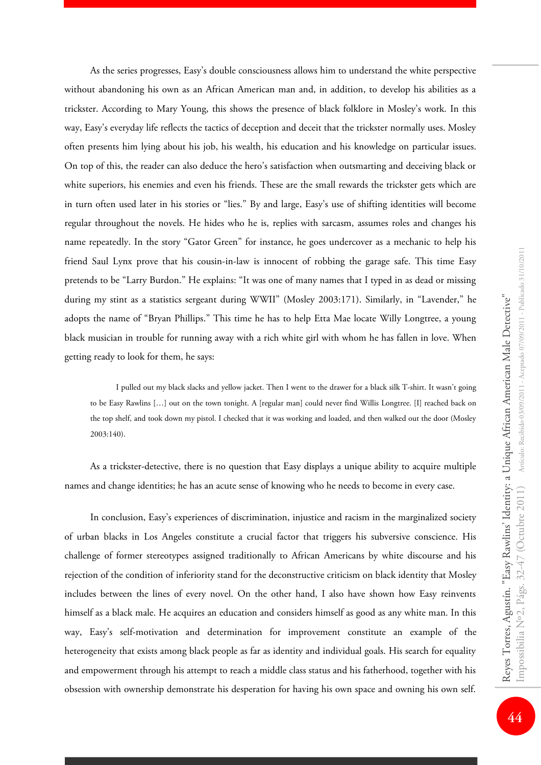As the series progresses, Easy's double consciousness allows him to understand the white perspective without abandoning his own as an African American man and, in addition, to develop his abilities as a trickster. According to Mary Young, this shows the presence of black folklore in Mosley's work. In this way, Easy's everyday life reflects the tactics of deception and deceit that the trickster normally uses. Mosley often presents him lying about his job, his wealth, his education and his knowledge on particular issues. On top of this, the reader can also deduce the hero's satisfaction when outsmarting and deceiving black or white superiors, his enemies and even his friends. These are the small rewards the trickster gets which are in turn often used later in his stories or "lies." By and large, Easy's use of shifting identities will become regular throughout the novels. He hides who he is, replies with sarcasm, assumes roles and changes his name repeatedly. In the story "Gator Green" for instance, he goes undercover as a mechanic to help his friend Saul Lynx prove that his cousin-in-law is innocent of robbing the garage safe. This time Easy pretends to be "Larry Burdon." He explains: "It was one of many names that I typed in as dead or missing during my stint as a statistics sergeant during WWII" (Mosley 2003:171). Similarly, in "Lavender," he adopts the name of "Bryan Phillips." This time he has to help Etta Mae locate Willy Longtree, a young black musician in trouble for running away with a rich white girl with whom he has fallen in love. When getting ready to look for them, he says:

> I pulled out my black slacks and yellow jacket. Then I went to the drawer for a black silk T-shirt. It wasn't going to be Easy Rawlins […] out on the town tonight. A [regular man] could never find Willis Longtree. [I] reached back on the top shelf, and took down my pistol. I checked that it was working and loaded, and then walked out the door (Mosley 2003:140).

As a trickster-detective, there is no question that Easy displays a unique ability to acquire multiple names and change identities; he has an acute sense of knowing who he needs to become in every case.

In conclusion, Easy's experiences of discrimination, injustice and racism in the marginalized society of urban blacks in Los Angeles constitute a crucial factor that triggers his subversive conscience. His challenge of former stereotypes assigned traditionally to African Americans by white discourse and his rejection of the condition of inferiority stand for the deconstructive criticism on black identity that Mosley includes between the lines of every novel. On the other hand, I also have shown how Easy reinvents himself as a black male. He acquires an education and considers himself as good as any white man. In this way, Easy's self-motivation and determination for improvement constitute an example of the heterogeneity that exists among black people as far as identity and individual goals. His search for equality and empowerment through his attempt to reach a middle class status and his fatherhood, together with his obsession with ownership demonstrate his desperation for having his own space and owning his own self.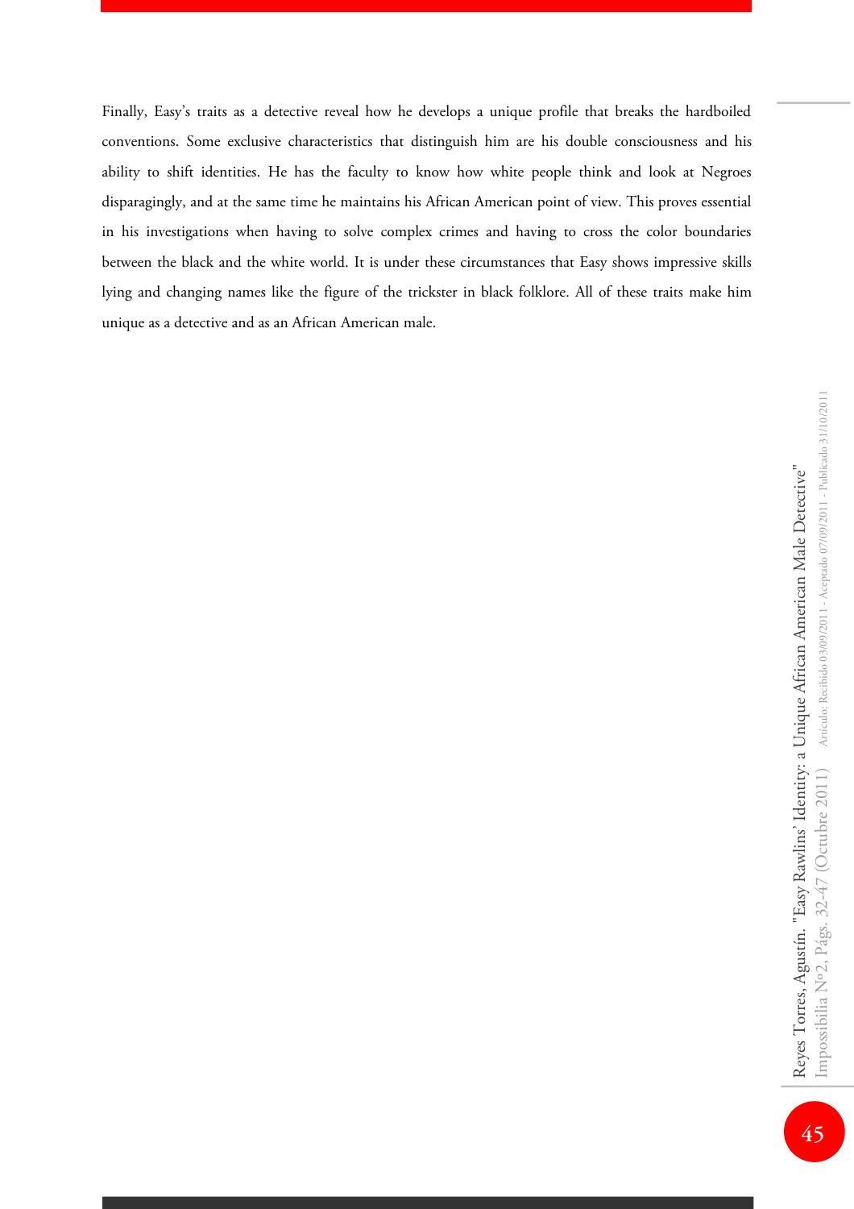Finally, Easy's traits as a detective reveal how he develops a unique profile that breaks the hardboiled conventions. Some exclusive characteristics that distinguish him are his double consciousness and his ability to shift identities. He has the faculty to know how white people think and look at Negroes disparagingly, and at the same time he maintains his African American point of view. This proves essential in his investigations when having to solve complex crimes and having to cross the color boundaries between the black and the white world. It is under these circumstances that Easy shows impressive skills lying and changing names like the figure of the trickster in black folklore. All of these traits make him unique as a detective and as an African American male.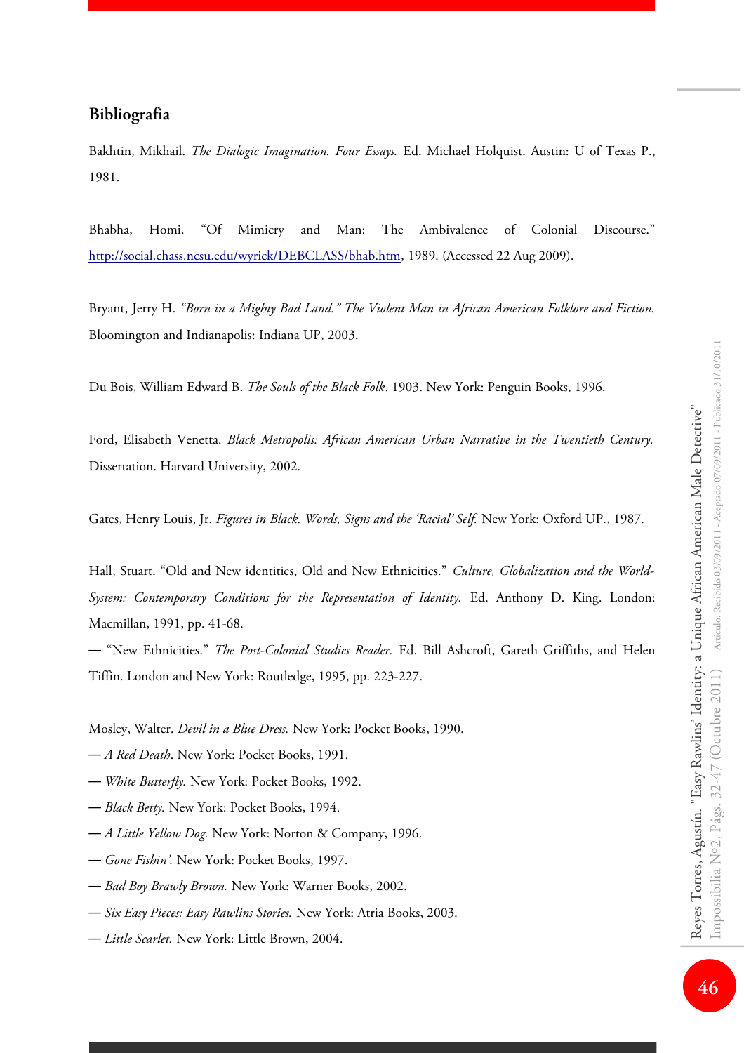## Bibliografia

Bakhtin, Mikhail. *The Dialogic Imagination. Four Essays.* Ed. Michael Holquist. Austin: U of Texas P., 1981.

Bhabha, Homi. "Of Mimicry and Man: The Ambivalence of Colonial Discourse." http://social.chass.ncsu.edu/wyrick/DEBCLASS/bhab.htm, 1989. (Accessed 22 Aug 2009).

Bryant, Jerry H. *"Born in a Mighty Bad Land." The Violent Man in African American Folklore and Fiction.* Bloomington and Indianapolis: Indiana UP, 2003.

Du Bois, William Edward B. *The Souls of the Black Folk*. 1903. New York: Penguin Books, 1996.

Ford, Elisabeth Venetta. *Black Metropolis: African American Urban Narrative in the Twentieth Century.* Dissertation. Harvard University, 2002.

Gates, Henry Louis, Jr. *Figures in Black. Words, Signs and the 'Racial' Self.* New York: Oxford UP., 1987.

Hall, Stuart. "Old and New identities, Old and New Ethnicities." *Culture, Globalization and the World-System: Contemporary Conditions for the Representation of Identity.* Ed. Anthony D. King. London: Macmillan, 1991, pp. 41-68.

— "New Ethnicities." *The Post-Colonial Studies Reader.* Ed. Bill Ashcroft, Gareth Griffiths, and Helen Tiffin. London and New York: Routledge, 1995, pp. 223-227.

Mosley, Walter. *Devil in a Blue Dress.* New York: Pocket Books, 1990.

— *A Red Death*. New York: Pocket Books, 1991.

— *White Butterfly.* New York: Pocket Books, 1992.

— *Black Betty.* New York: Pocket Books, 1994.

— *A Little Yellow Dog.* New York: Norton & Company, 1996.

— *Gone Fishin'.* New York: Pocket Books, 1997.

— *Bad Boy Brawly Brown.* New York: Warner Books, 2002.

— *Six Easy Pieces: Easy Rawlins Stories.* New York: Atria Books, 2003.

— *Little Scarlet.* New York: Little Brown, 2004.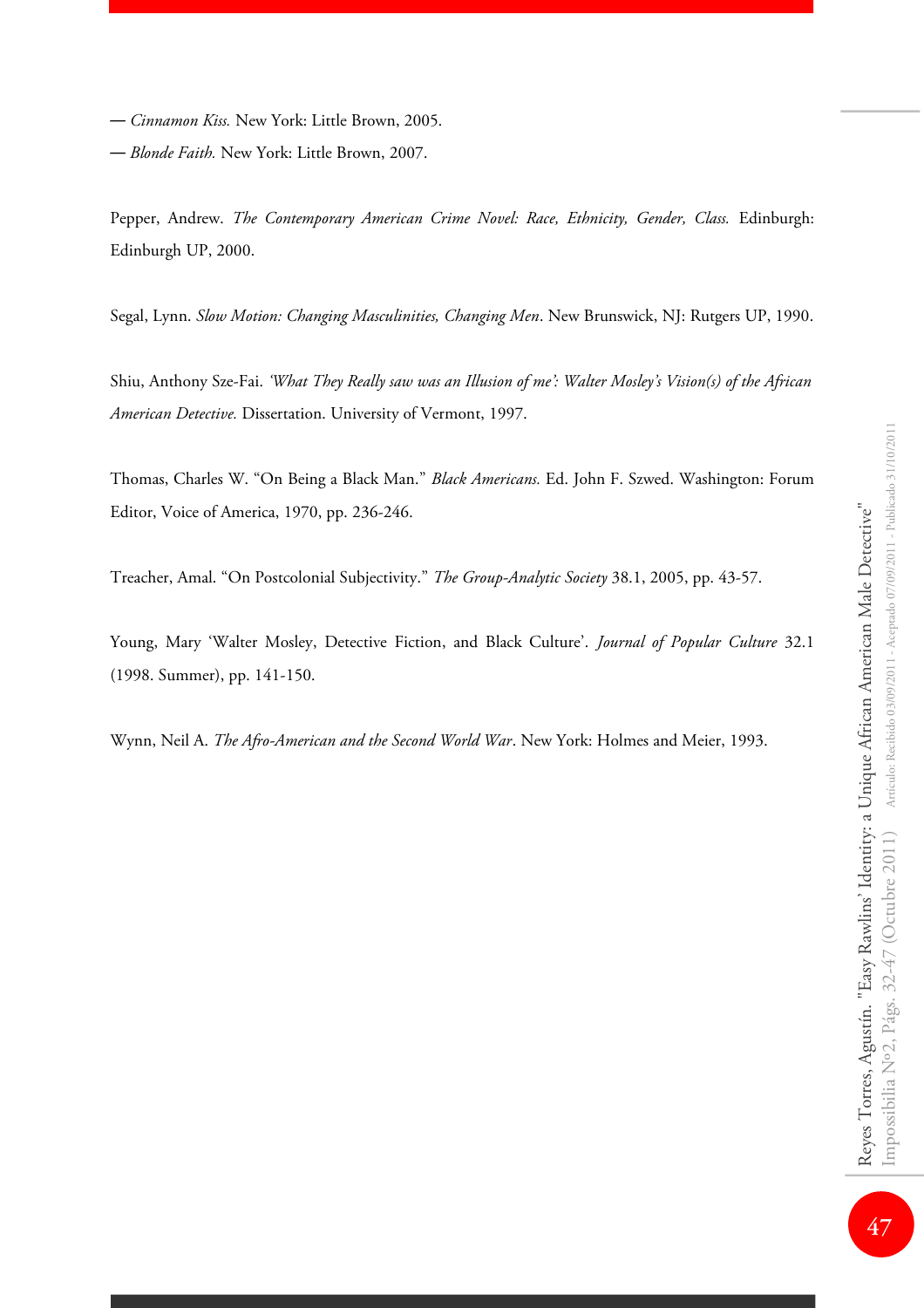— *Cinnamon Kiss.* New York: Little Brown, 2005.

— *Blonde Faith.* New York: Little Brown, 2007.

Pepper, Andrew. *The Contemporary American Crime Novel: Race, Ethnicity, Gender, Class.* Edinburgh: Edinburgh UP, 2000.

Segal, Lynn. *Slow Motion: Changing Masculinities, Changing Men*. New Brunswick, NJ: Rutgers UP, 1990.

Shiu, Anthony Sze-Fai. *'What They Really saw was an Illusion of me': Walter Mosley's Vision(s) of the African American Detective.* Dissertation. University of Vermont, 1997.

Thomas, Charles W. "On Being a Black Man." *Black Americans.* Ed. John F. Szwed. Washington: Forum Editor, Voice of America, 1970, pp. 236-246.

Treacher, Amal. "On Postcolonial Subjectivity." *The Group-Analytic Society* 38.1, 2005, pp. 43-57.

Young, Mary 'Walter Mosley, Detective Fiction, and Black Culture'. *Journal of Popular Culture* 32.1 (1998. Summer), pp. 141-150.

Wynn, Neil A. *The Afro-American and the Second World War*. New York: Holmes and Meier, 1993.